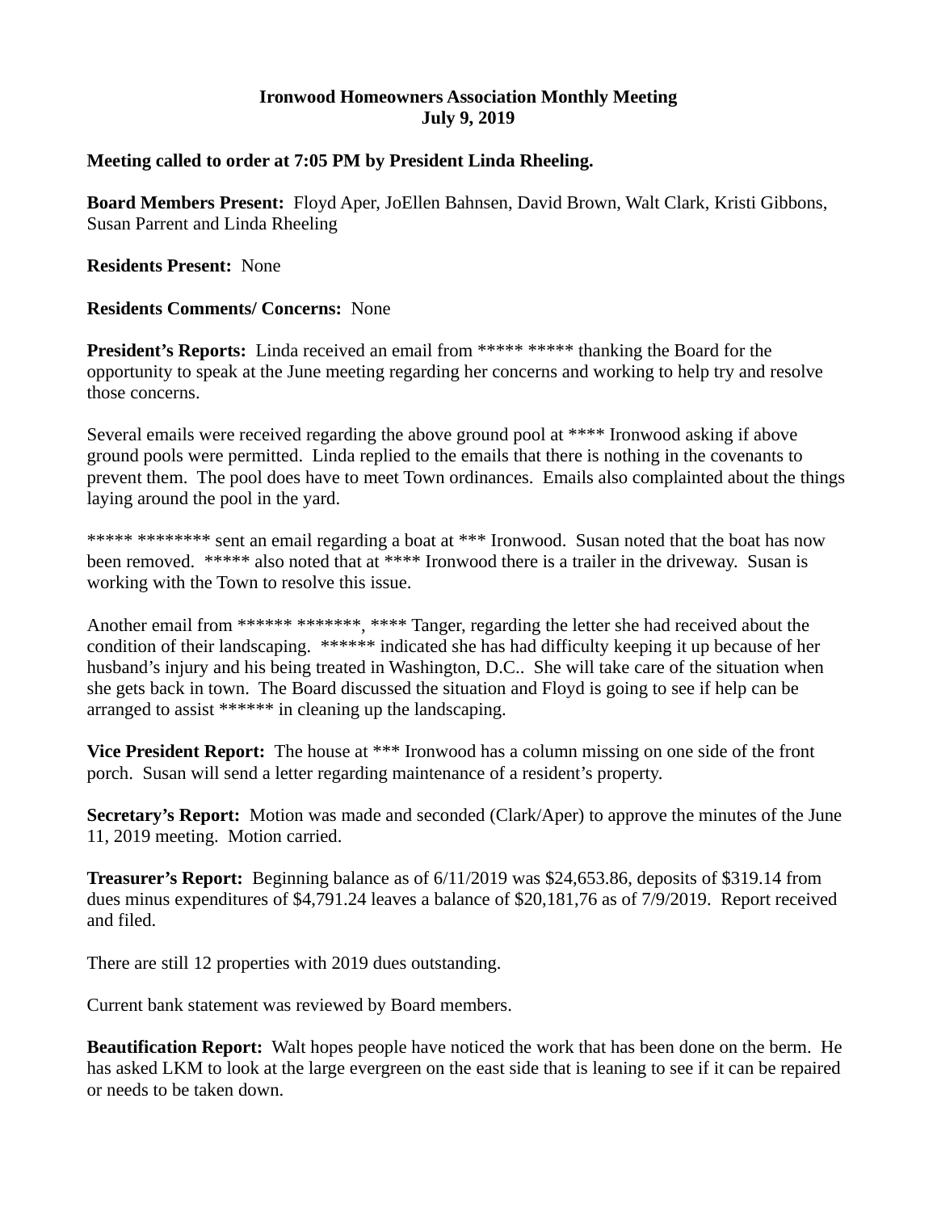**Ironwood Homeowners Association Monthly Meeting**
**July 9, 2019**

**Meeting called to order at 7:05 PM by President Linda Rheeling.**

**Board Members Present:** Floyd Aper, JoEllen Bahnsen, David Brown, Walt Clark, Kristi Gibbons, Susan Parrent and Linda Rheeling

**Residents Present:** None

**Residents Comments/ Concerns:** None

**President's Reports:** Linda received an email from ***** ***** thanking the Board for the opportunity to speak at the June meeting regarding her concerns and working to help try and resolve those concerns.

Several emails were received regarding the above ground pool at **** Ironwood asking if above ground pools were permitted. Linda replied to the emails that there is nothing in the covenants to prevent them. The pool does have to meet Town ordinances. Emails also complainted about the things laying around the pool in the yard.

***** ******** sent an email regarding a boat at *** Ironwood. Susan noted that the boat has now been removed. ***** also noted that at **** Ironwood there is a trailer in the driveway. Susan is working with the Town to resolve this issue.

Another email from ****** *******, **** Tanger, regarding the letter she had received about the condition of their landscaping. ****** indicated she has had difficulty keeping it up because of her husband's injury and his being treated in Washington, D.C.. She will take care of the situation when she gets back in town. The Board discussed the situation and Floyd is going to see if help can be arranged to assist ****** in cleaning up the landscaping.

**Vice President Report:** The house at *** Ironwood has a column missing on one side of the front porch. Susan will send a letter regarding maintenance of a resident's property.

**Secretary's Report:** Motion was made and seconded (Clark/Aper) to approve the minutes of the June 11, 2019 meeting. Motion carried.

**Treasurer's Report:** Beginning balance as of 6/11/2019 was $24,653.86, deposits of $319.14 from dues minus expenditures of $4,791.24 leaves a balance of $20,181,76 as of 7/9/2019. Report received and filed.

There are still 12 properties with 2019 dues outstanding.

Current bank statement was reviewed by Board members.

**Beautification Report:** Walt hopes people have noticed the work that has been done on the berm. He has asked LKM to look at the large evergreen on the east side that is leaning to see if it can be repaired or needs to be taken down.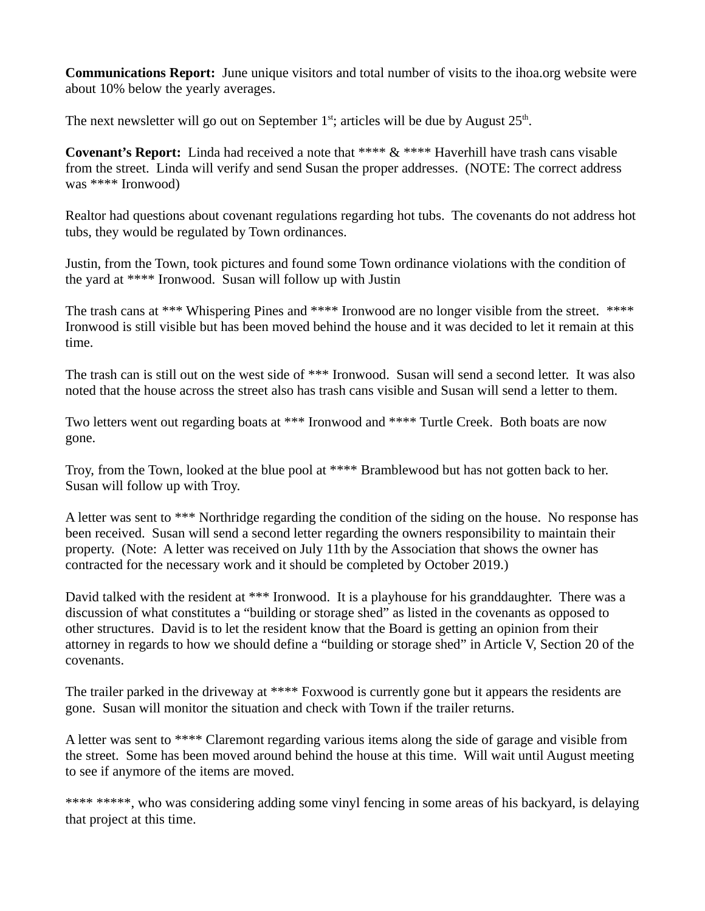**Communications Report:** June unique visitors and total number of visits to the ihoa.org website were about 10% below the yearly averages.

The next newsletter will go out on September 1st; articles will be due by August 25th.

**Covenant's Report:** Linda had received a note that **** & **** Haverhill have trash cans visable from the street. Linda will verify and send Susan the proper addresses. (NOTE: The correct address was **** Ironwood)

Realtor had questions about covenant regulations regarding hot tubs. The covenants do not address hot tubs, they would be regulated by Town ordinances.

Justin, from the Town, took pictures and found some Town ordinance violations with the condition of the yard at **** Ironwood. Susan will follow up with Justin

The trash cans at *** Whispering Pines and **** Ironwood are no longer visible from the street. **** Ironwood is still visible but has been moved behind the house and it was decided to let it remain at this time.

The trash can is still out on the west side of *** Ironwood. Susan will send a second letter. It was also noted that the house across the street also has trash cans visible and Susan will send a letter to them.

Two letters went out regarding boats at *** Ironwood and **** Turtle Creek. Both boats are now gone.

Troy, from the Town, looked at the blue pool at **** Bramblewood but has not gotten back to her. Susan will follow up with Troy.

A letter was sent to *** Northridge regarding the condition of the siding on the house. No response has been received. Susan will send a second letter regarding the owners responsibility to maintain their property. (Note: A letter was received on July 11th by the Association that shows the owner has contracted for the necessary work and it should be completed by October 2019.)

David talked with the resident at *** Ironwood. It is a playhouse for his granddaughter. There was a discussion of what constitutes a "building or storage shed" as listed in the covenants as opposed to other structures. David is to let the resident know that the Board is getting an opinion from their attorney in regards to how we should define a "building or storage shed" in Article V, Section 20 of the covenants.

The trailer parked in the driveway at **** Foxwood is currently gone but it appears the residents are gone. Susan will monitor the situation and check with Town if the trailer returns.

A letter was sent to **** Claremont regarding various items along the side of garage and visible from the street. Some has been moved around behind the house at this time. Will wait until August meeting to see if anymore of the items are moved.

**** *****, who was considering adding some vinyl fencing in some areas of his backyard, is delaying that project at this time.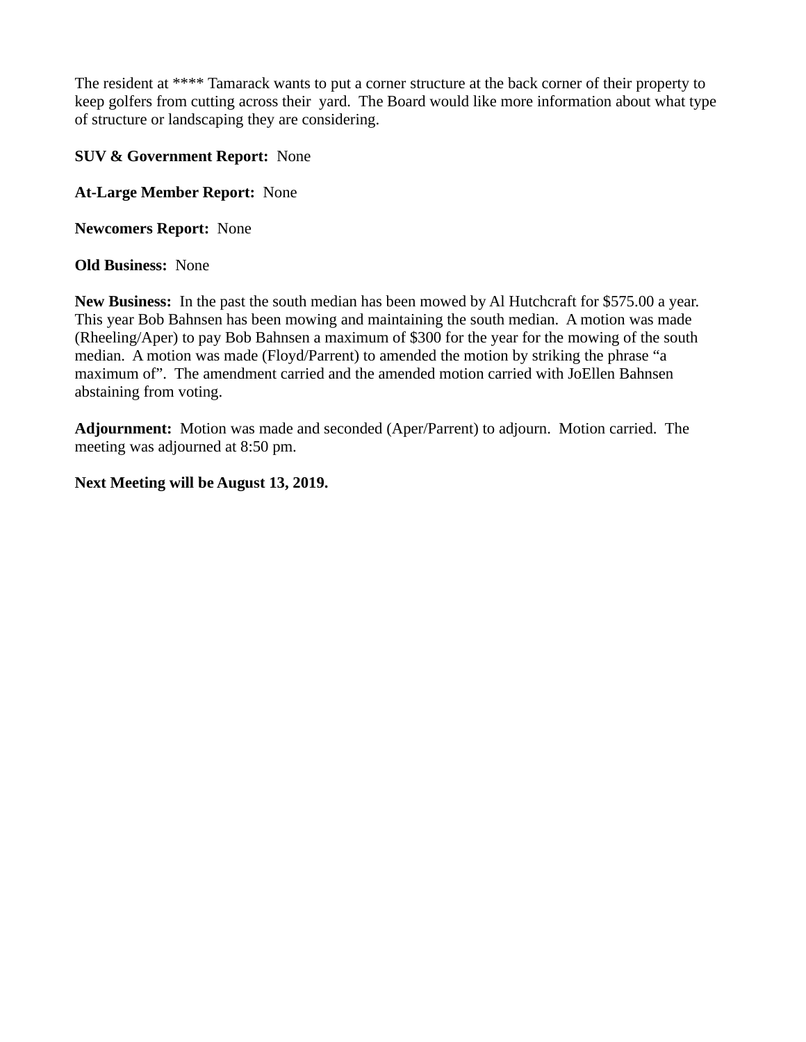The resident at **** Tamarack wants to put a corner structure at the back corner of their property to keep golfers from cutting across their yard. The Board would like more information about what type of structure or landscaping they are considering.

**SUV & Government Report:** None

**At-Large Member Report:** None

**Newcomers Report:** None

**Old Business:** None

**New Business:** In the past the south median has been mowed by Al Hutchcraft for $575.00 a year. This year Bob Bahnsen has been mowing and maintaining the south median. A motion was made (Rheeling/Aper) to pay Bob Bahnsen a maximum of $300 for the year for the mowing of the south median. A motion was made (Floyd/Parrent) to amended the motion by striking the phrase "a maximum of". The amendment carried and the amended motion carried with JoEllen Bahnsen abstaining from voting.

**Adjournment:** Motion was made and seconded (Aper/Parrent) to adjourn. Motion carried. The meeting was adjourned at 8:50 pm.

**Next Meeting will be August 13, 2019.**